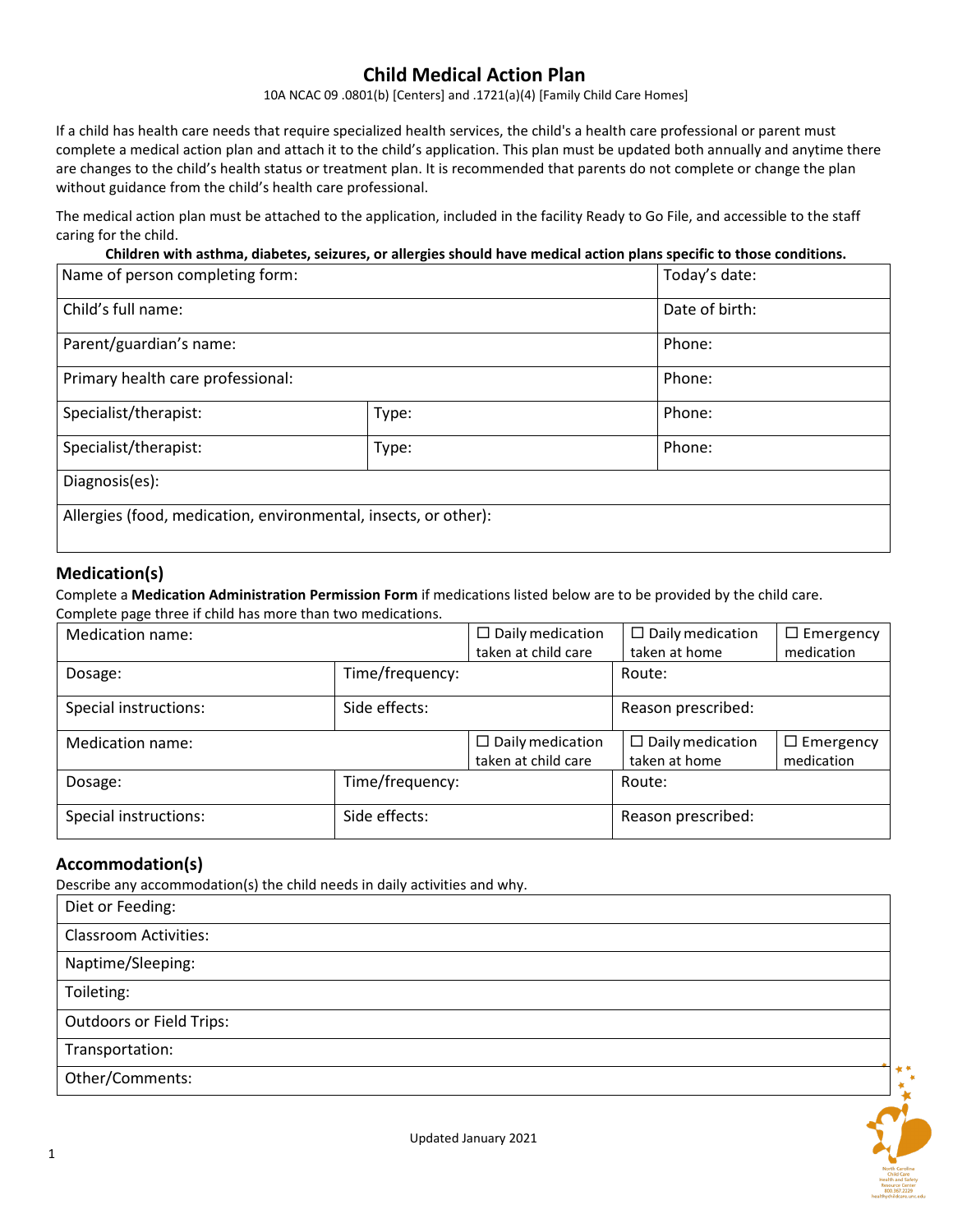# Child Medical Action Plan

10A NCAC 09 .0801(b) [Centers] and .1721(a)(4) [Family Child Care Homes]

If a child has health care needs that require specialized health services, the child's a health care professional or parent must complete a medical action plan and attach it to the child's application. This plan must be updated both annually and anytime there are changes to the child's health status or treatment plan. It is recommended that parents do not complete or change the plan without guidance from the child's health care professional.

The medical action plan must be attached to the application, included in the facility Ready to Go File, and accessible to the staff caring for the child.

**Children with asthma, diabetes, seizures, or allergies should have medical action plans specific to those conditions.**

| Name of person completing form: | | Today's date: |
|---|---|---|
| Child's full name: | | Date of birth: |
| Parent/guardian's name: | | Phone: |
| Primary health care professional: | | Phone: |
| Specialist/therapist: | Type: | Phone: |
| Specialist/therapist: | Type: | Phone: |
| Diagnosis(es): | | |
| Allergies (food, medication, environmental, insects, or other): | | |

## Medication(s)

Complete a **Medication Administration Permission Form** if medications listed below are to be provided by the child care. Complete page three if child has more than two medications.

| Medication name: | | ☐ Daily medication taken at child care | ☐ Daily medication taken at home | ☐ Emergency medication |
|---|---|---|---|---|
| Dosage: | Time/frequency: | | Route: | |
| Special instructions: | Side effects: | | Reason prescribed: | |
| Medication name: | | ☐ Daily medication taken at child care | ☐ Daily medication taken at home | ☐ Emergency medication |
| Dosage: | Time/frequency: | | Route: | |
| Special instructions: | Side effects: | | Reason prescribed: | |

## Accommodation(s)

Describe any accommodation(s) the child needs in daily activities and why.

| Diet or Feeding: |
|---|
| Classroom Activities: |
| Naptime/Sleeping: |
| Toileting: |
| Outdoors or Field Trips: |
| Transportation: |
| Other/Comments: |

Updated January 2021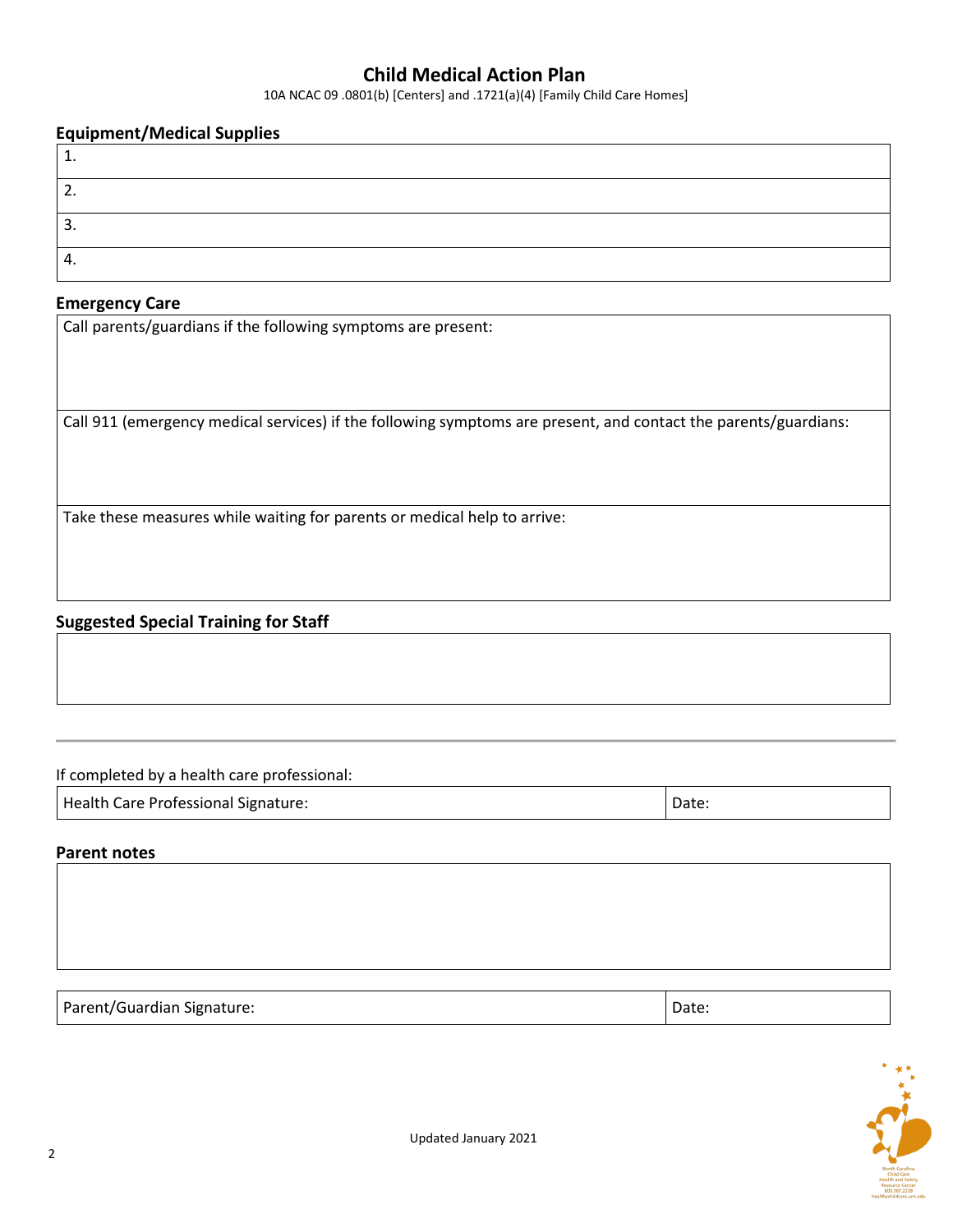# Child Medical Action Plan

10A NCAC 09 .0801(b) [Centers] and .1721(a)(4) [Family Child Care Homes]

## Equipment/Medical Supplies

| |
|---|
| 1. |
| 2. |
| 3. |
| 4. |

## Emergency Care

| |
|---|
| Call parents/guardians if the following symptoms are present: |
| Call 911 (emergency medical services) if the following symptoms are present, and contact the parents/guardians: |
| Take these measures while waiting for parents or medical help to arrive: |

## Suggested Special Training for Staff

| |
|---|
| |

---

If completed by a health care professional:

| Health Care Professional Signature: | Date: |
|---|---|

## Parent notes

| |
|---|
| |

| Parent/Guardian Signature: | Date: |
|---|---|

Updated January 2021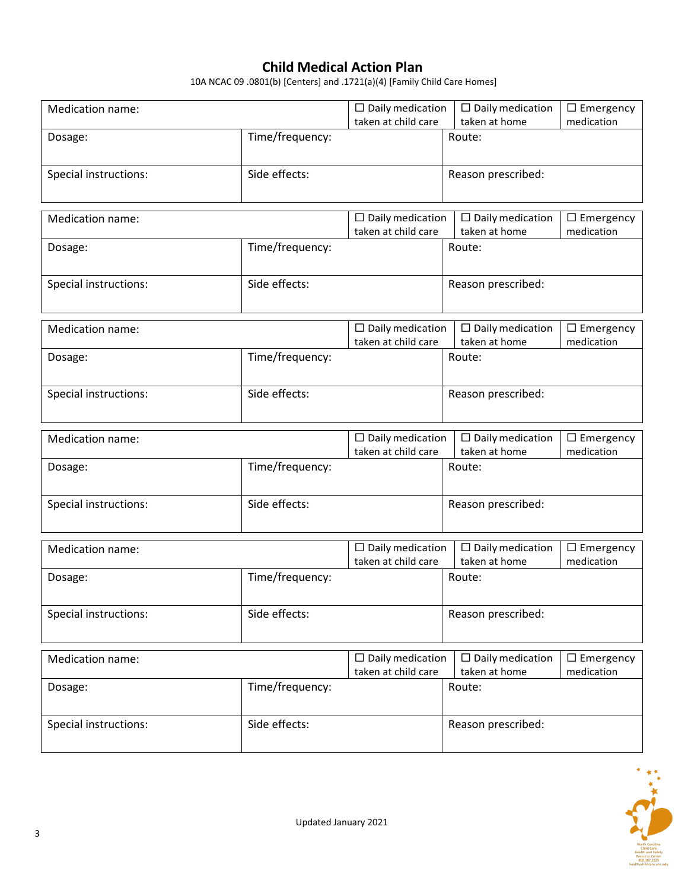# Child Medical Action Plan

10A NCAC 09 .0801(b) [Centers] and .1721(a)(4) [Family Child Care Homes]

| | | | | |
|---|---|---|---|---|
| Medication name: | | ☐ Daily medication taken at child care | ☐ Daily medication taken at home | ☐ Emergency medication |
| Dosage: | Time/frequency: | | Route: | |
| Special instructions: | Side effects: | | Reason prescribed: | |

| | | | | |
|---|---|---|---|---|
| Medication name: | | ☐ Daily medication taken at child care | ☐ Daily medication taken at home | ☐ Emergency medication |
| Dosage: | Time/frequency: | | Route: | |
| Special instructions: | Side effects: | | Reason prescribed: | |

| | | | | |
|---|---|---|---|---|
| Medication name: | | ☐ Daily medication taken at child care | ☐ Daily medication taken at home | ☐ Emergency medication |
| Dosage: | Time/frequency: | | Route: | |
| Special instructions: | Side effects: | | Reason prescribed: | |

| | | | | |
|---|---|---|---|---|
| Medication name: | | ☐ Daily medication taken at child care | ☐ Daily medication taken at home | ☐ Emergency medication |
| Dosage: | Time/frequency: | | Route: | |
| Special instructions: | Side effects: | | Reason prescribed: | |

| | | | | |
|---|---|---|---|---|
| Medication name: | | ☐ Daily medication taken at child care | ☐ Daily medication taken at home | ☐ Emergency medication |
| Dosage: | Time/frequency: | | Route: | |
| Special instructions: | Side effects: | | Reason prescribed: | |

| | | | | |
|---|---|---|---|---|
| Medication name: | | ☐ Daily medication taken at child care | ☐ Daily medication taken at home | ☐ Emergency medication |
| Dosage: | Time/frequency: | | Route: | |
| Special instructions: | Side effects: | | Reason prescribed: | |

Updated January 2021